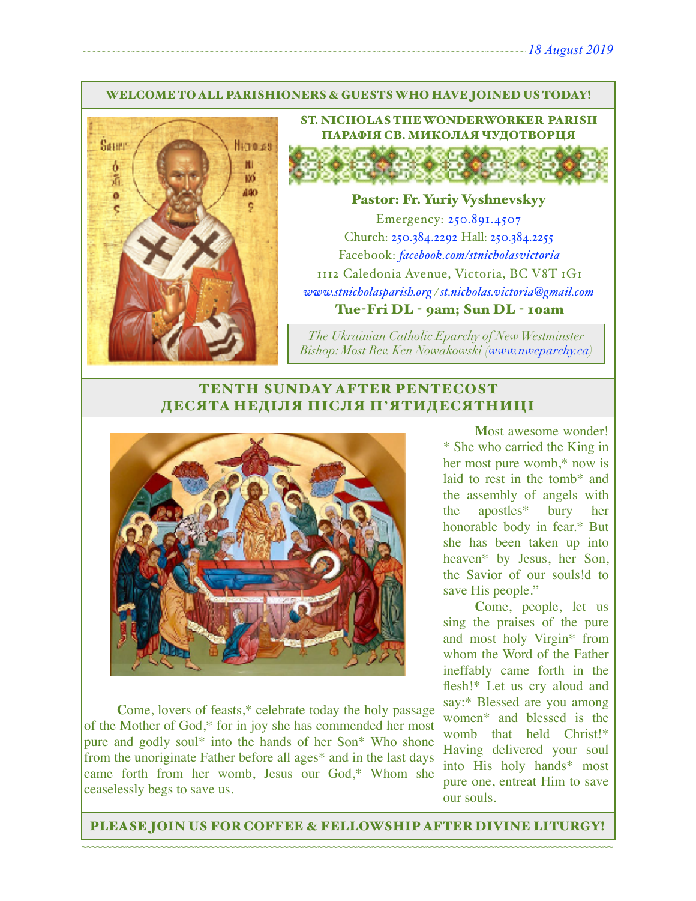18 August 2019

WELCOME TO ALL PARISHIONERS & GUESTS WHO HAVE JOINED US TODAY!

## ST. NICHOLAS THE WONDERWORKER PARISH
## ПАРАФІЯ СВ. МИКОЛАЯ ЧУДОТВОРЦЯ

**Pastor: Fr. Yuriy Vyshnevskyy**

Emergency: 250.891.4507

Church: 250.384.2292 Hall: 250.384.2255

Facebook: *facebook.com/stnicholasvictoria*

1112 Caledonia Avenue, Victoria, BC V8T 1G1

*www.stnicholasparish.org / st.nicholas.victoria@gmail.com*

**Tue-Fri DL - 9am; Sun DL - 10am**

*The Ukrainian Catholic Eparchy of New Westminster*
*Bishop: Most Rev. Ken Nowakowski (www.nweparchy.ca)*

## TENTH SUNDAY AFTER PENTECOST
## ДЕСЯТА НЕДІЛЯ ПІСЛЯ П'ЯТИДЕСЯТНИЦІ

**C**ome, lovers of feasts,* celebrate today the holy passage of the Mother of God,* for in joy she has commended her most pure and godly soul* into the hands of her Son* Who shone from the unoriginate Father before all ages* and in the last days came forth from her womb, Jesus our God,* Whom she ceaselessly begs to save us.

**M**ost awesome wonder! * She who carried the King in her most pure womb,* now is laid to rest in the tomb* and the assembly of angels with the apostles* bury her honorable body in fear.* But she has been taken up into heaven* by Jesus, her Son, the Savior of our souls!d to save His people."

**C**ome, people, let us sing the praises of the pure and most holy Virgin* from whom the Word of the Father ineffably came forth in the flesh!* Let us cry aloud and say:* Blessed are you among women* and blessed is the womb that held Christ!* Having delivered your soul into His holy hands* most pure one, entreat Him to save our souls.

PLEASE JOIN US FOR COFFEE & FELLOWSHIP AFTER DIVINE LITURGY!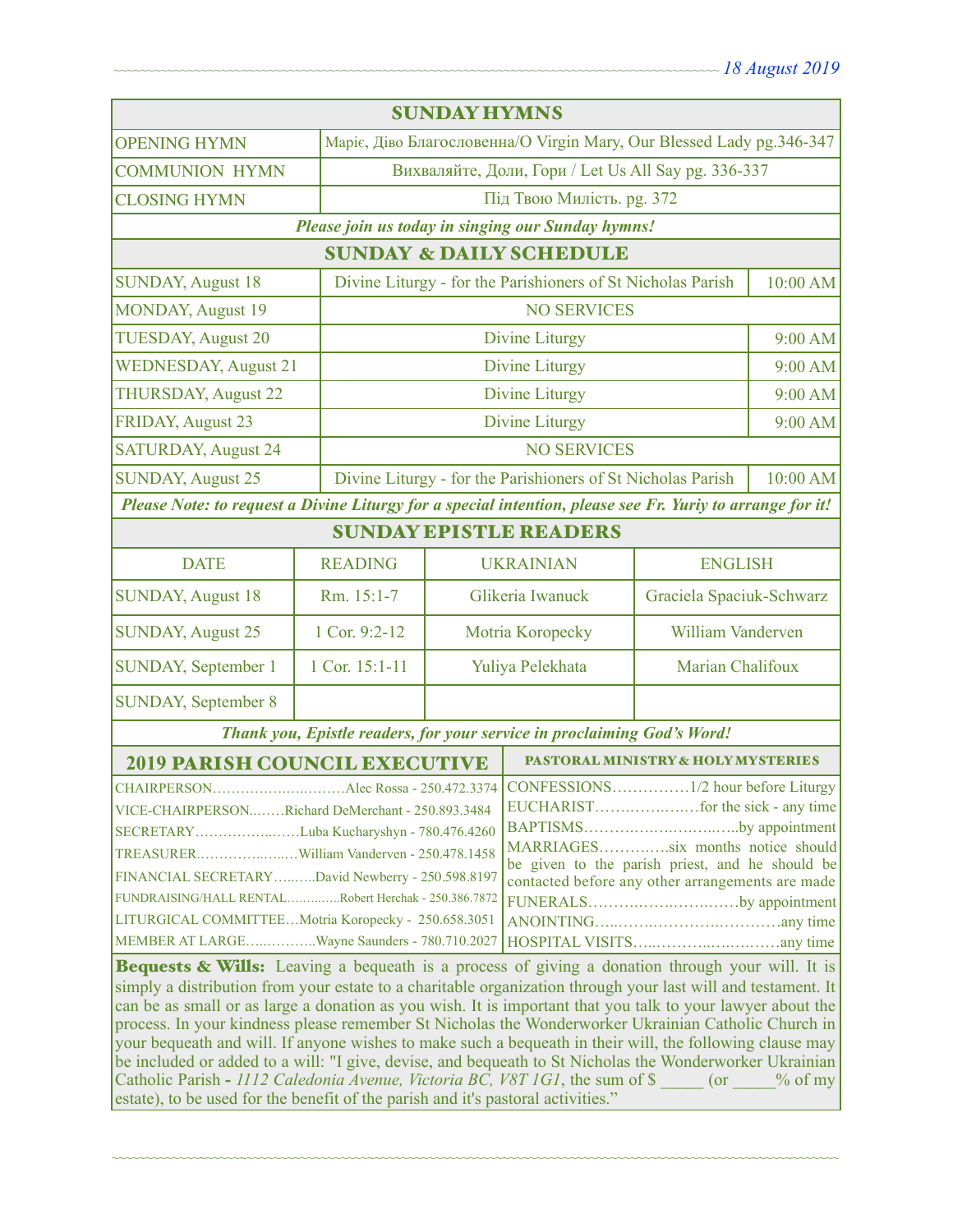## SUNDAY HYMNS

| | |
|---|---|
| OPENING HYMN | Маріє, Діво Благословенна/O Virgin Mary, Our Blessed Lady pg.346-347 |
| COMMUNION HYMN | Вихваляйте, Доли, Гори / Let Us All Say pg. 336-337 |
| CLOSING HYMN | Під Твою Милість. pg. 372 |

*Please join us today in singing our Sunday hymns!*

## SUNDAY & DAILY SCHEDULE

| | | |
|---|---|---|
| SUNDAY, August 18 | Divine Liturgy - for the Parishioners of St Nicholas Parish | 10:00 AM |
| MONDAY, August 19 | NO SERVICES | |
| TUESDAY, August 20 | Divine Liturgy | 9:00 AM |
| WEDNESDAY, August 21 | Divine Liturgy | 9:00 AM |
| THURSDAY, August 22 | Divine Liturgy | 9:00 AM |
| FRIDAY, August 23 | Divine Liturgy | 9:00 AM |
| SATURDAY, August 24 | NO SERVICES | |
| SUNDAY, August 25 | Divine Liturgy - for the Parishioners of St Nicholas Parish | 10:00 AM |

*Please Note: to request a Divine Liturgy for a special intention, please see Fr. Yuriy to arrange for it!*

## SUNDAY EPISTLE READERS

| DATE | READING | UKRAINIAN | ENGLISH |
|---|---|---|---|
| SUNDAY, August 18 | Rm. 15:1-7 | Glikeria Iwanuck | Graciela Spaciuk-Schwarz |
| SUNDAY, August 25 | 1 Cor. 9:2-12 | Motria Koropecky | William Vanderven |
| SUNDAY, September 1 | 1 Cor. 15:1-11 | Yuliya Pelekhata | Marian Chalifoux |
| SUNDAY, September 8 | | | |

*Thank you, Epistle readers, for your service in proclaiming God's Word!*

## 2019 PARISH COUNCIL EXECUTIVE

CHAIRPERSON…………………………Alec Rossa - 250.472.3374
VICE-CHAIRPERSON……Richard DeMerchant - 250.893.3484
SECRETARY………………Luba Kucharyshyn - 780.476.4260
TREASURER………………William Vanderven - 250.478.1458
FINANCIAL SECRETARY………David Newberry - 250.598.8197
FUNDRAISING/HALL RENTAL…………Robert Herchak - 250.386.7872
LITURGICAL COMMITTEE…Motria Koropecky - 250.658.3051
MEMBER AT LARGE……………Wayne Saunders - 780.710.2027

## PASTORAL MINISTRY & HOLY MYSTERIES

CONFESSIONS……………1/2 hour before Liturgy
EUCHARIST………………for the sick - any time
BAPTISMS…………………………by appointment
MARRIAGES…………six months notice should be given to the parish priest, and he should be contacted before any other arrangements are made
FUNERALS…………………………by appointment
ANOINTING………………………………any time
HOSPITAL VISITS…………………………any time

**Bequests & Wills:** Leaving a bequeath is a process of giving a donation through your will. It is simply a distribution from your estate to a charitable organization through your last will and testament. It can be as small or as large a donation as you wish. It is important that you talk to your lawyer about the process. In your kindness please remember St Nicholas the Wonderworker Ukrainian Catholic Church in your bequeath and will. If anyone wishes to make such a bequeath in their will, the following clause may be included or added to a will: "I give, devise, and bequeath to St Nicholas the Wonderworker Ukrainian Catholic Parish - *1112 Caledonia Avenue, Victoria BC, V8T 1G1*, the sum of $ _____ (or _____% of my estate), to be used for the benefit of the parish and it's pastoral activities."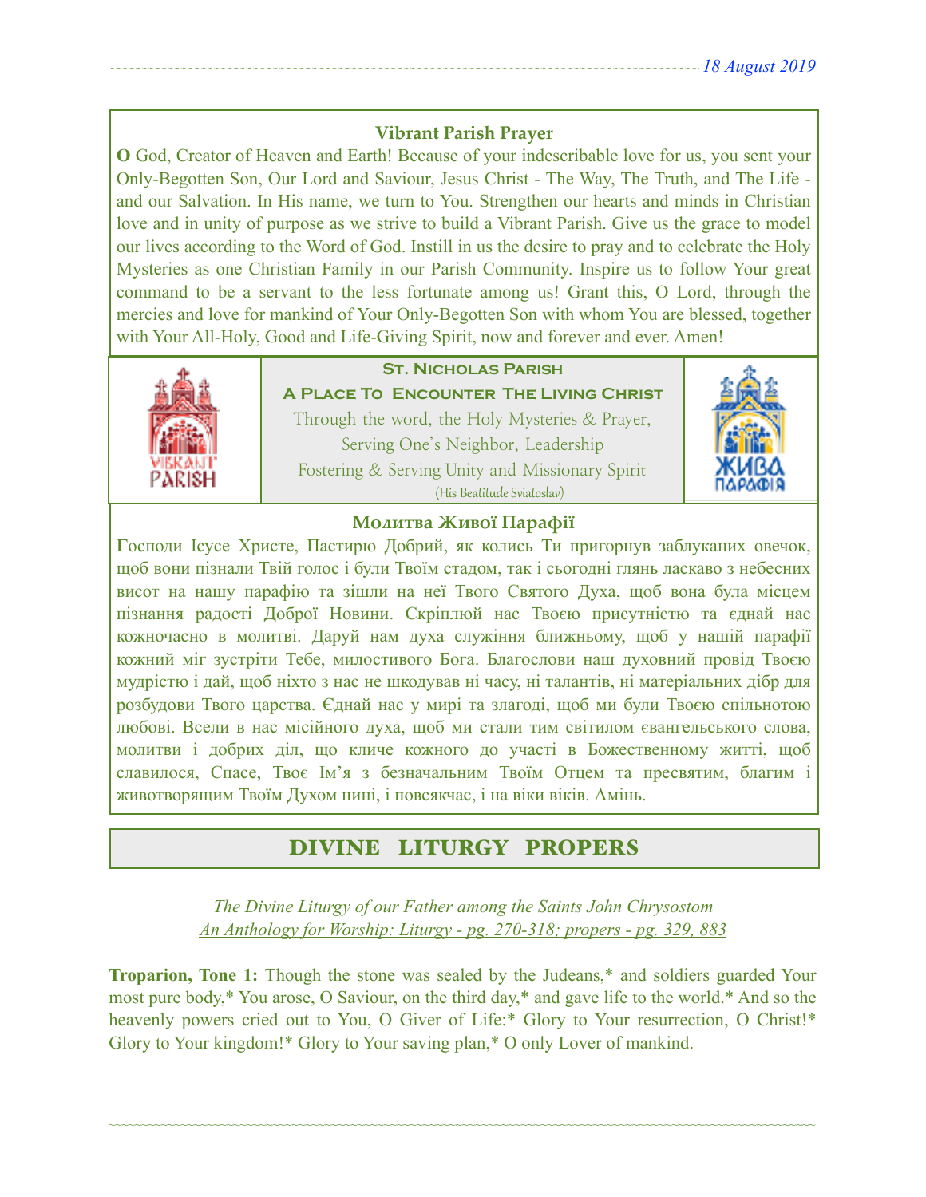### Vibrant Parish Prayer

**O** God, Creator of Heaven and Earth! Because of your indescribable love for us, you sent your Only-Begotten Son, Our Lord and Saviour, Jesus Christ - The Way, The Truth, and The Life - and our Salvation. In His name, we turn to You. Strengthen our hearts and minds in Christian love and in unity of purpose as we strive to build a Vibrant Parish. Give us the grace to model our lives according to the Word of God. Instill in us the desire to pray and to celebrate the Holy Mysteries as one Christian Family in our Parish Community. Inspire us to follow Your great command to be a servant to the less fortunate among us! Grant this, O Lord, through the mercies and love for mankind of Your Only-Begotten Son with whom You are blessed, together with Your All-Holy, Good and Life-Giving Spirit, now and forever and ever. Amen!

**St. Nicholas Parish**

**A Place To Encounter The Living Christ**

Through the word, the Holy Mysteries & Prayer,
Serving One's Neighbor, Leadership
Fostering & Serving Unity and Missionary Spirit
(His Beatitude Sviatoslav)

### Молитва Живої Парафії

**Г**осподи Ісусе Христе, Пастирю Добрий, як колись Ти пригорнув заблуканих овечок, щоб вони пізнали Твій голос і були Твоїм стадом, так і сьогодні глянь ласкаво з небесних висот на нашу парафію та зішли на неї Твого Святого Духа, щоб вона була місцем пізнання радості Доброї Новини. Скріплюй нас Твоєю присутністю та єднай нас кожночасно в молитві. Даруй нам духа служіння ближньому, щоб у нашій парафії кожний міг зустріти Тебе, милостивого Бога. Благослови наш духовний провід Твоєю мудрістю і дай, щоб ніхто з нас не шкодував ні часу, ні талантів, ні матеріальних дібр для розбудови Твого царства. Єднай нас у мирі та злагоді, щоб ми були Твоєю спільнотою любові. Всели в нас місійного духа, щоб ми стали тим світилом євангельського слова, молитви і добрих діл, що кличе кожного до участі в Божественному житті, щоб славилося, Спасе, Твоє Ім'я з безначальним Твоїм Отцем та пресвятим, благим і животворящим Твоїм Духом нині, і повсякчас, і на віки віків. Амінь.

## DIVINE LITURGY PROPERS

*The Divine Liturgy of our Father among the Saints John Chrysostom*
*An Anthology for Worship: Liturgy - pg. 270-318; propers - pg. 329, 883*

**Troparion, Tone 1:** Though the stone was sealed by the Judeans,* and soldiers guarded Your most pure body,* You arose, O Saviour, on the third day,* and gave life to the world.* And so the heavenly powers cried out to You, O Giver of Life:* Glory to Your resurrection, O Christ!* Glory to Your kingdom!* Glory to Your saving plan,* O only Lover of mankind.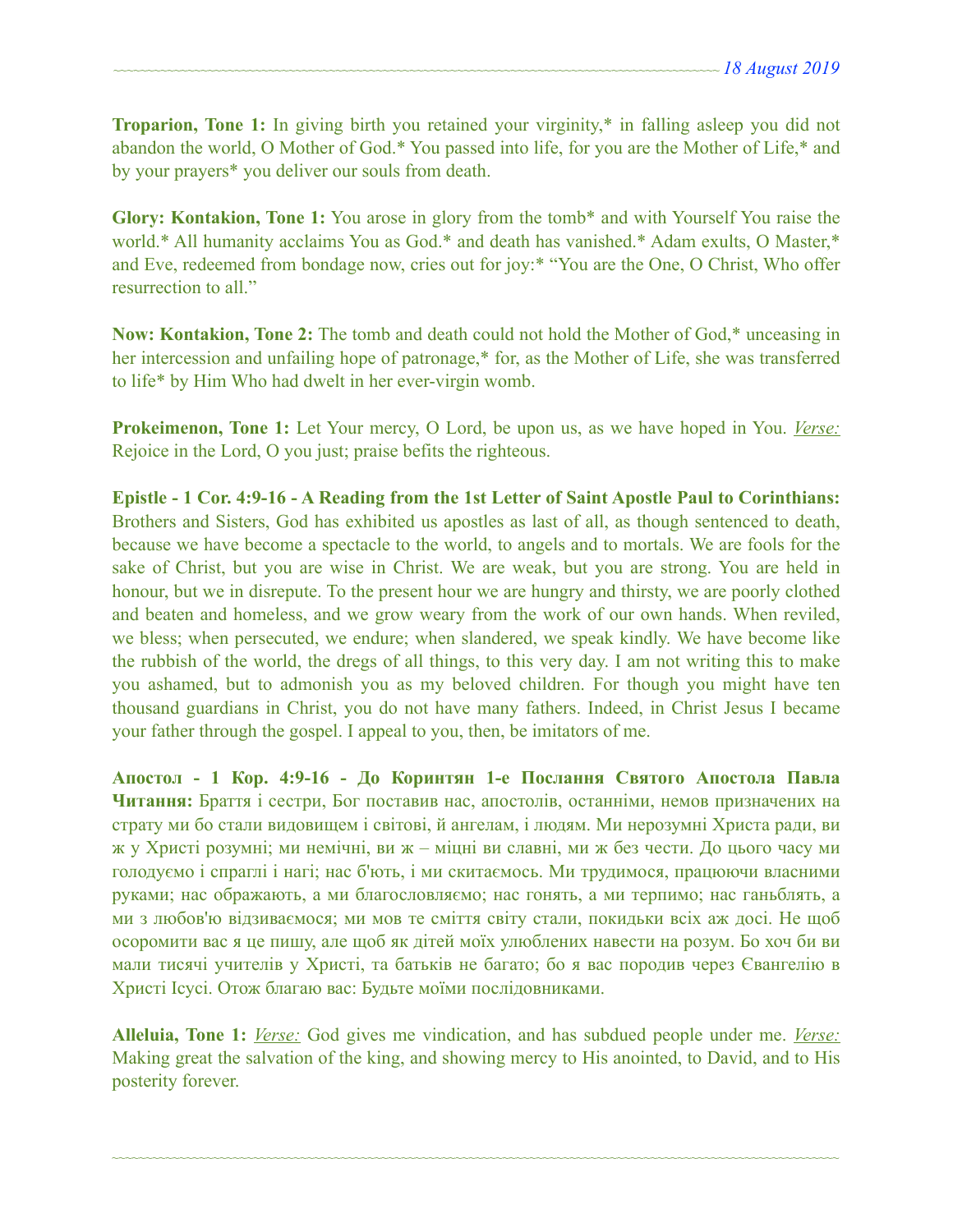**Troparion, Tone 1:** In giving birth you retained your virginity,* in falling asleep you did not abandon the world, O Mother of God.* You passed into life, for you are the Mother of Life,* and by your prayers* you deliver our souls from death.

**Glory: Kontakion, Tone 1:** You arose in glory from the tomb* and with Yourself You raise the world.* All humanity acclaims You as God.* and death has vanished.* Adam exults, O Master,* and Eve, redeemed from bondage now, cries out for joy:* "You are the One, O Christ, Who offer resurrection to all."

**Now: Kontakion, Tone 2:** The tomb and death could not hold the Mother of God,* unceasing in her intercession and unfailing hope of patronage,* for, as the Mother of Life, she was transferred to life* by Him Who had dwelt in her ever-virgin womb.

**Prokeimenon, Tone 1:** Let Your mercy, O Lord, be upon us, as we have hoped in You. *Verse:* Rejoice in the Lord, O you just; praise befits the righteous.

**Epistle - 1 Cor. 4:9-16 - A Reading from the 1st Letter of Saint Apostle Paul to Corinthians:** Brothers and Sisters, God has exhibited us apostles as last of all, as though sentenced to death, because we have become a spectacle to the world, to angels and to mortals. We are fools for the sake of Christ, but you are wise in Christ. We are weak, but you are strong. You are held in honour, but we in disrepute. To the present hour we are hungry and thirsty, we are poorly clothed and beaten and homeless, and we grow weary from the work of our own hands. When reviled, we bless; when persecuted, we endure; when slandered, we speak kindly. We have become like the rubbish of the world, the dregs of all things, to this very day. I am not writing this to make you ashamed, but to admonish you as my beloved children. For though you might have ten thousand guardians in Christ, you do not have many fathers. Indeed, in Christ Jesus I became your father through the gospel. I appeal to you, then, be imitators of me.

**Апостол - 1 Кор. 4:9-16 - До Коринтян 1-e Послання Святого Апостола Павла Читання:** Браття і сестри, Бог поставив нас, апостолів, останніми, немов призначених на страту ми бо стали видовищем і світові, й ангелам, і людям. Ми нерозумні Христа ради, ви ж у Христі розумні; ми немічні, ви ж – міцні ви славні, ми ж без чести. До цього часу ми голодуємо і спраглі і нагі; нас б'ють, і ми скитаємось. Ми трудимося, працюючи власними руками; нас ображають, а ми благословляємо; нас гонять, а ми терпимо; нас ганьблять, а ми з любов'ю відзиваємося; ми мов те сміття світу стали, покидьки всіх аж досі. Не щоб осоромити вас я це пишу, але щоб як дітей моїх улюблених навести на розум. Бо хоч би ви мали тисячі учителів у Христі, та батьків не багато; бо я вас породив через Євангелію в Христі Ісусі. Отож благаю вас: Будьте моїми послідовниками.

**Alleluia, Tone 1:** *Verse:* God gives me vindication, and has subdued people under me. *Verse:* Making great the salvation of the king, and showing mercy to His anointed, to David, and to His posterity forever.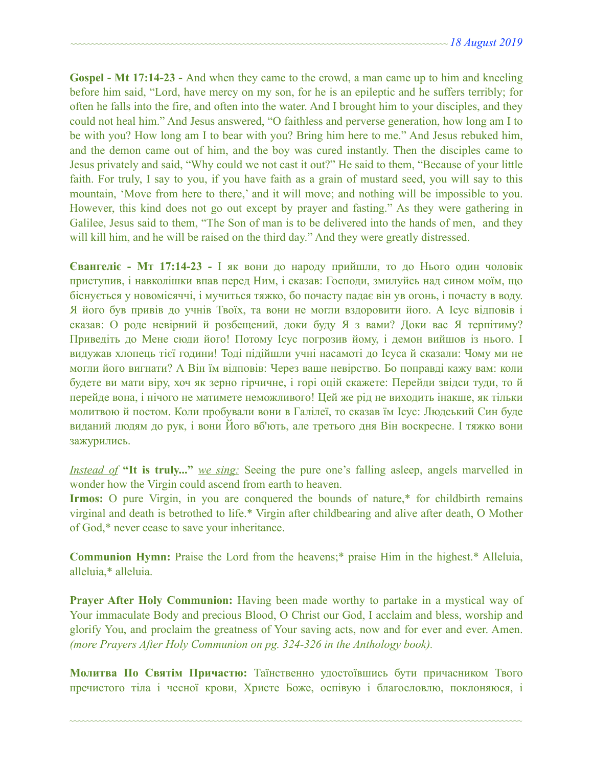**Gospel - Mt 17:14-23 -** And when they came to the crowd, a man came up to him and kneeling before him said, "Lord, have mercy on my son, for he is an epileptic and he suffers terribly; for often he falls into the fire, and often into the water. And I brought him to your disciples, and they could not heal him." And Jesus answered, "O faithless and perverse generation, how long am I to be with you? How long am I to bear with you? Bring him here to me." And Jesus rebuked him, and the demon came out of him, and the boy was cured instantly. Then the disciples came to Jesus privately and said, "Why could we not cast it out?" He said to them, "Because of your little faith. For truly, I say to you, if you have faith as a grain of mustard seed, you will say to this mountain, 'Move from here to there,' and it will move; and nothing will be impossible to you. However, this kind does not go out except by prayer and fasting." As they were gathering in Galilee, Jesus said to them, "The Son of man is to be delivered into the hands of men, and they will kill him, and he will be raised on the third day." And they were greatly distressed.

**Євангеліє - Мт 17:14-23 -** І як вони до народу прийшли, то до Нього один чоловік приступив, і навколішки впав перед Ним, і сказав: Господи, змилуйсь над сином моїм, що біснується у новомісяччі, і мучиться тяжко, бо почасту падає він ув огонь, і почасту в воду. Я його був привів до учнів Твоїх, та вони не могли вздоровити його. А Ісус відповів і сказав: О роде невірний й розбещений, доки буду Я з вами? Доки вас Я терпітиму? Приведіть до Мене сюди його! Потому Ісус погрозив йому, і демон вийшов із нього. І видужав хлопець тієї години! Тоді підійшли учні насамоті до Ісуса й сказали: Чому ми не могли його вигнати? А Він їм відповів: Через ваше невірство. Бо поправді кажу вам: коли будете ви мати віру, хоч як зерно гірчичне, і горі оцій скажете: Перейди звідси туди, то й перейде вона, і нічого не матимете неможливого! Цей же рід не виходить інакше, як тільки молитвою й постом. Коли пробували вони в Галілеї, то сказав їм Ісус: Людський Син буде виданий людям до рук, і вони Його вб'ють, але третього дня Він воскресне. І тяжко вони зажурились.

*Instead of* **"It is truly..."** *we sing:* Seeing the pure one's falling asleep, angels marvelled in wonder how the Virgin could ascend from earth to heaven.
**Irmos:** O pure Virgin, in you are conquered the bounds of nature,* for childbirth remains virginal and death is betrothed to life.* Virgin after childbearing and alive after death, O Mother of God,* never cease to save your inheritance.

**Communion Hymn:** Praise the Lord from the heavens;* praise Him in the highest.* Alleluia, alleluia,* alleluia.

**Prayer After Holy Communion:** Having been made worthy to partake in a mystical way of Your immaculate Body and precious Blood, O Christ our God, I acclaim and bless, worship and glorify You, and proclaim the greatness of Your saving acts, now and for ever and ever. Amen. *(more Prayers After Holy Communion on pg. 324-326 in the Anthology book).*

**Молитва По Святім Причастю:** Таїнственно удостоївшись бути причасником Твого пречистого тіла і чесної крови, Христе Боже, оспівую і благословлю, поклоняюся, і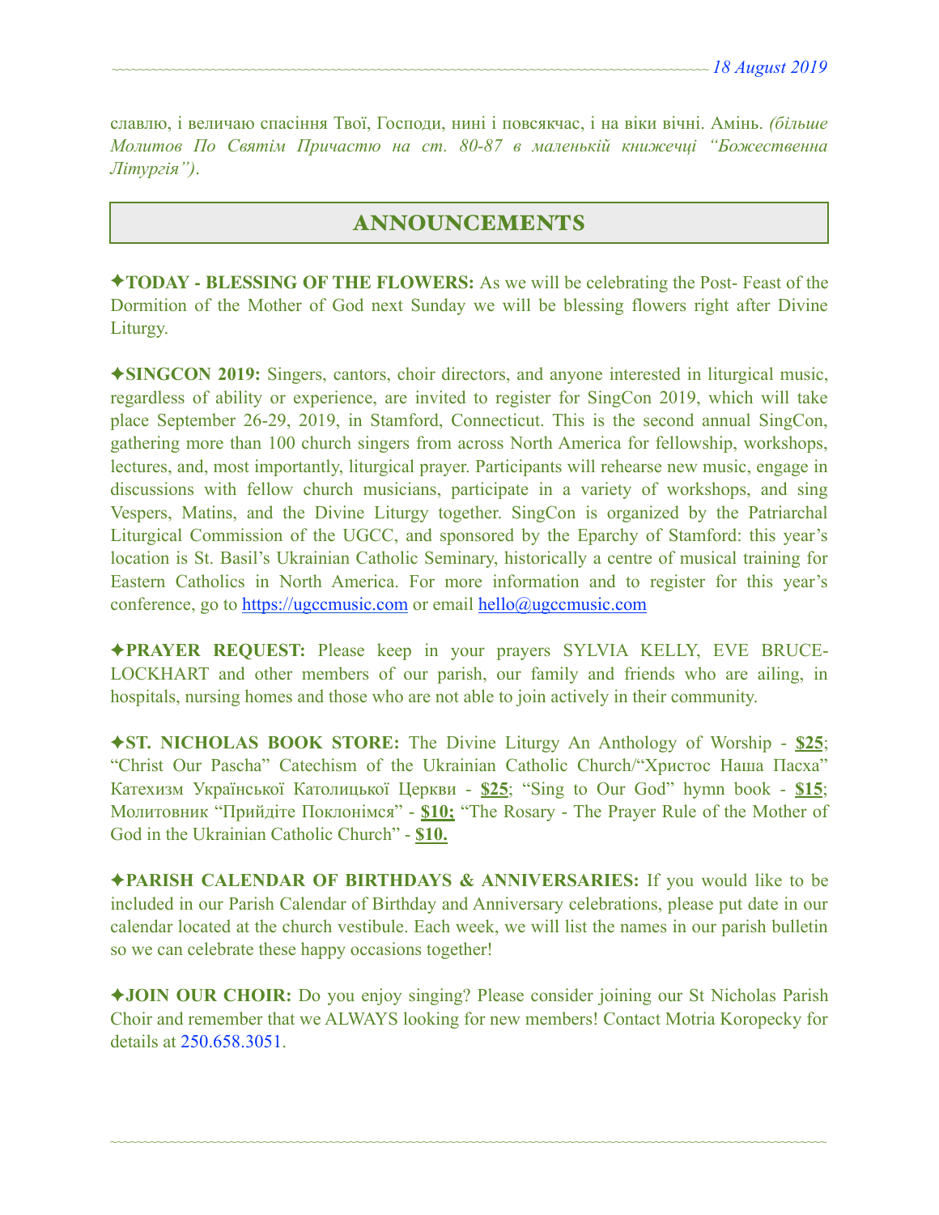славлю, і величаю спасіння Твої, Господи, нині і повсякчас, і на віки вічні. Амінь. *(більше Молитов По Святім Причастю на ст. 80-87 в маленькій книжечці "Божественна Літургія")*.

## ANNOUNCEMENTS

✦**TODAY - BLESSING OF THE FLOWERS:** As we will be celebrating the Post- Feast of the Dormition of the Mother of God next Sunday we will be blessing flowers right after Divine Liturgy.

✦**SINGCON 2019:** Singers, cantors, choir directors, and anyone interested in liturgical music, regardless of ability or experience, are invited to register for SingCon 2019, which will take place September 26-29, 2019, in Stamford, Connecticut. This is the second annual SingCon, gathering more than 100 church singers from across North America for fellowship, workshops, lectures, and, most importantly, liturgical prayer. Participants will rehearse new music, engage in discussions with fellow church musicians, participate in a variety of workshops, and sing Vespers, Matins, and the Divine Liturgy together. SingCon is organized by the Patriarchal Liturgical Commission of the UGCC, and sponsored by the Eparchy of Stamford: this year's location is St. Basil's Ukrainian Catholic Seminary, historically a centre of musical training for Eastern Catholics in North America. For more information and to register for this year's conference, go to https://ugccmusic.com or email hello@ugccmusic.com

✦**PRAYER REQUEST:** Please keep in your prayers SYLVIA KELLY, EVE BRUCE-LOCKHART and other members of our parish, our family and friends who are ailing, in hospitals, nursing homes and those who are not able to join actively in their community.

✦**ST. NICHOLAS BOOK STORE:** The Divine Liturgy An Anthology of Worship - **$25**; "Christ Our Pascha" Catechism of the Ukrainian Catholic Church/"Христос Наша Пасха" Катехизм Української Католицької Церкви - **$25**; "Sing to Our God" hymn book - **$15**; Молитовник "Прийдіте Поклонімся" - **$10;** "The Rosary - The Prayer Rule of the Mother of God in the Ukrainian Catholic Church" - **$10.**

✦**PARISH CALENDAR OF BIRTHDAYS & ANNIVERSARIES:** If you would like to be included in our Parish Calendar of Birthday and Anniversary celebrations, please put date in our calendar located at the church vestibule. Each week, we will list the names in our parish bulletin so we can celebrate these happy occasions together!

✦**JOIN OUR CHOIR:** Do you enjoy singing? Please consider joining our St Nicholas Parish Choir and remember that we ALWAYS looking for new members! Contact Motria Koropecky for details at 250.658.3051.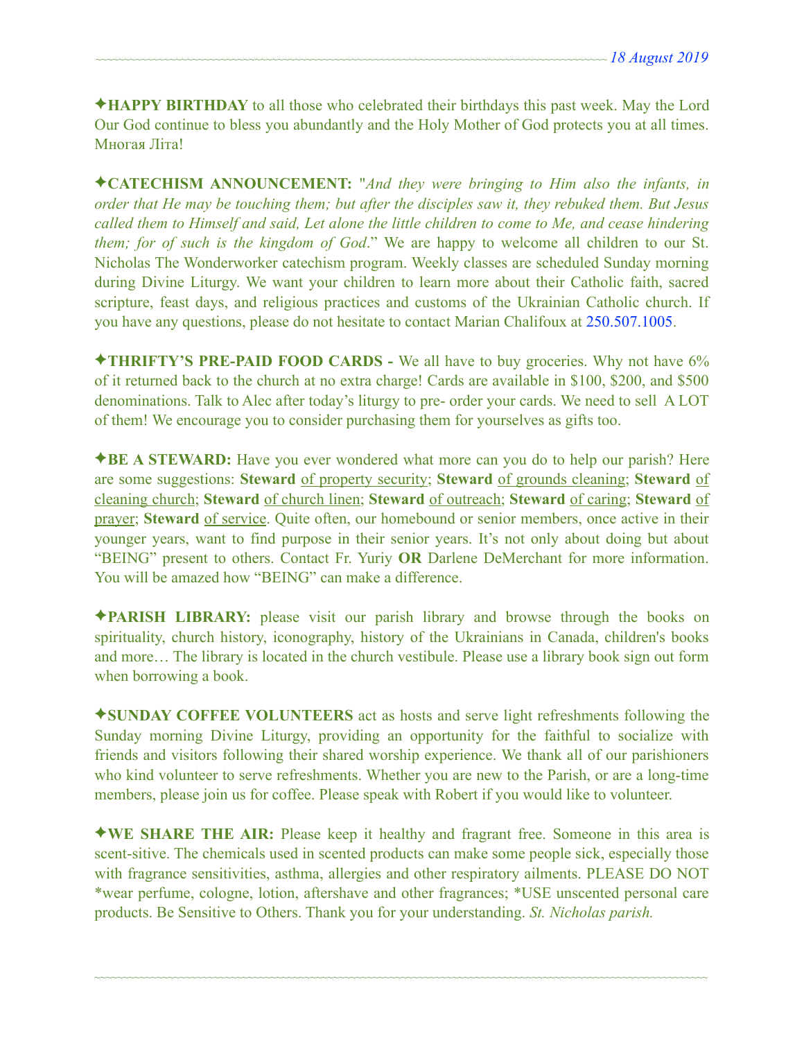✦**HAPPY BIRTHDAY** to all those who celebrated their birthdays this past week. May the Lord Our God continue to bless you abundantly and the Holy Mother of God protects you at all times. Многая Літа!

✦**CATECHISM ANNOUNCEMENT:** "*And they were bringing to Him also the infants, in order that He may be touching them; but after the disciples saw it, they rebuked them. But Jesus called them to Himself and said, Let alone the little children to come to Me, and cease hindering them; for of such is the kingdom of God*." We are happy to welcome all children to our St. Nicholas The Wonderworker catechism program. Weekly classes are scheduled Sunday morning during Divine Liturgy. We want your children to learn more about their Catholic faith, sacred scripture, feast days, and religious practices and customs of the Ukrainian Catholic church. If you have any questions, please do not hesitate to contact Marian Chalifoux at 250.507.1005.

✦**THRIFTY'S PRE-PAID FOOD CARDS -** We all have to buy groceries. Why not have 6% of it returned back to the church at no extra charge! Cards are available in $100, $200, and $500 denominations. Talk to Alec after today's liturgy to pre- order your cards. We need to sell A LOT of them! We encourage you to consider purchasing them for yourselves as gifts too.

✦**BE A STEWARD:** Have you ever wondered what more can you do to help our parish? Here are some suggestions: **Steward** of property security; **Steward** of grounds cleaning; **Steward** of cleaning church; **Steward** of church linen; **Steward** of outreach; **Steward** of caring; **Steward** of prayer; **Steward** of service. Quite often, our homebound or senior members, once active in their younger years, want to find purpose in their senior years. It's not only about doing but about "BEING" present to others. Contact Fr. Yuriy **OR** Darlene DeMerchant for more information. You will be amazed how "BEING" can make a difference.

✦**PARISH LIBRARY:** please visit our parish library and browse through the books on spirituality, church history, iconography, history of the Ukrainians in Canada, children's books and more… The library is located in the church vestibule. Please use a library book sign out form when borrowing a book.

✦**SUNDAY COFFEE VOLUNTEERS** act as hosts and serve light refreshments following the Sunday morning Divine Liturgy, providing an opportunity for the faithful to socialize with friends and visitors following their shared worship experience. We thank all of our parishioners who kind volunteer to serve refreshments. Whether you are new to the Parish, or are a long-time members, please join us for coffee. Please speak with Robert if you would like to volunteer.

✦**WE SHARE THE AIR:** Please keep it healthy and fragrant free. Someone in this area is scent-sitive. The chemicals used in scented products can make some people sick, especially those with fragrance sensitivities, asthma, allergies and other respiratory ailments. PLEASE DO NOT *wear perfume, cologne, lotion, aftershave and other fragrances; *USE unscented personal care products. Be Sensitive to Others. Thank you for your understanding. *St. Nicholas parish.*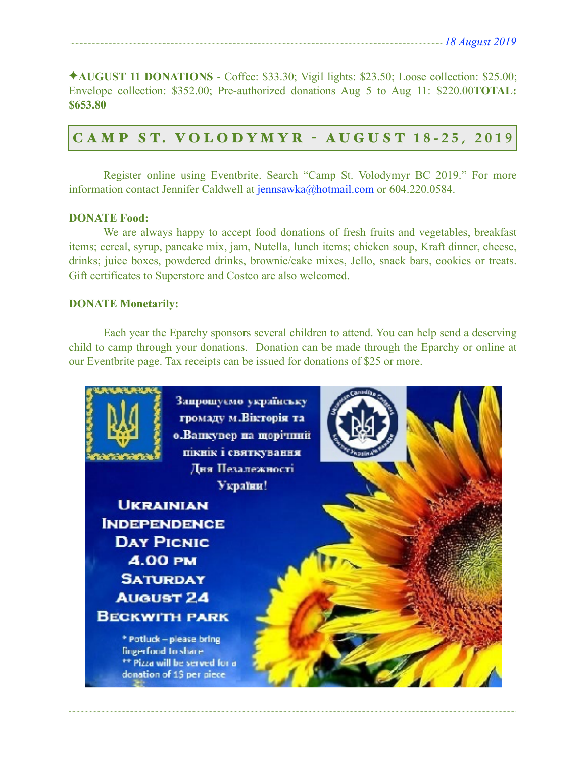✦**AUGUST 11 DONATIONS** - Coffee: $33.30; Vigil lights: $23.50; Loose collection: $25.00; Envelope collection: $352.00; Pre-authorized donations Aug 5 to Aug 11: $220.00**TOTAL: $653.80**

## CAMP ST. VOLODYMYR - AUGUST 18-25, 2019

Register online using Eventbrite. Search "Camp St. Volodymyr BC 2019." For more information contact Jennifer Caldwell at jennsawka@hotmail.com or 604.220.0584.

**DONATE Food:**

We are always happy to accept food donations of fresh fruits and vegetables, breakfast items; cereal, syrup, pancake mix, jam, Nutella, lunch items; chicken soup, Kraft dinner, cheese, drinks; juice boxes, powdered drinks, brownie/cake mixes, Jello, snack bars, cookies or treats. Gift certificates to Superstore and Costco are also welcomed.

**DONATE Monetarily:**

Each year the Eparchy sponsors several children to attend. You can help send a deserving child to camp through your donations. Donation can be made through the Eparchy or online at our Eventbrite page. Tax receipts can be issued for donations of $25 or more.

Запрошуємо українську громаду м.Вікторія та о.Ванкувер на щорічний пікнік і святкування Дня Незалежності України!

**UKRAINIAN INDEPENDENCE DAY PICNIC**
**4.00 PM**
**SATURDAY AUGUST 24**
**BECKWITH PARK**

\* Potluck – please bring fingerfood to share
\*\* Pizza will be served for a donation of 1$ per piece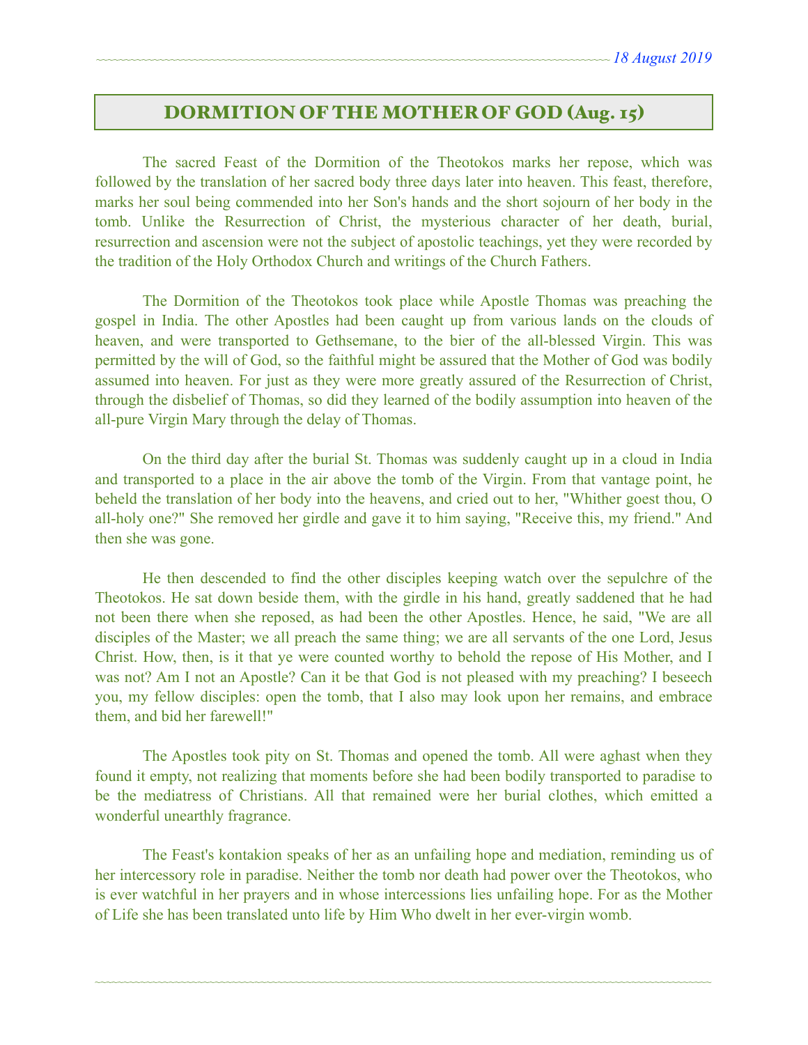## DORMITION OF THE MOTHER OF GOD (Aug. 15)

The sacred Feast of the Dormition of the Theotokos marks her repose, which was followed by the translation of her sacred body three days later into heaven. This feast, therefore, marks her soul being commended into her Son's hands and the short sojourn of her body in the tomb. Unlike the Resurrection of Christ, the mysterious character of her death, burial, resurrection and ascension were not the subject of apostolic teachings, yet they were recorded by the tradition of the Holy Orthodox Church and writings of the Church Fathers.

The Dormition of the Theotokos took place while Apostle Thomas was preaching the gospel in India. The other Apostles had been caught up from various lands on the clouds of heaven, and were transported to Gethsemane, to the bier of the all-blessed Virgin. This was permitted by the will of God, so the faithful might be assured that the Mother of God was bodily assumed into heaven. For just as they were more greatly assured of the Resurrection of Christ, through the disbelief of Thomas, so did they learned of the bodily assumption into heaven of the all-pure Virgin Mary through the delay of Thomas.

On the third day after the burial St. Thomas was suddenly caught up in a cloud in India and transported to a place in the air above the tomb of the Virgin. From that vantage point, he beheld the translation of her body into the heavens, and cried out to her, "Whither goest thou, O all-holy one?" She removed her girdle and gave it to him saying, "Receive this, my friend." And then she was gone.

He then descended to find the other disciples keeping watch over the sepulchre of the Theotokos. He sat down beside them, with the girdle in his hand, greatly saddened that he had not been there when she reposed, as had been the other Apostles. Hence, he said, "We are all disciples of the Master; we all preach the same thing; we are all servants of the one Lord, Jesus Christ. How, then, is it that ye were counted worthy to behold the repose of His Mother, and I was not? Am I not an Apostle? Can it be that God is not pleased with my preaching? I beseech you, my fellow disciples: open the tomb, that I also may look upon her remains, and embrace them, and bid her farewell!"

The Apostles took pity on St. Thomas and opened the tomb. All were aghast when they found it empty, not realizing that moments before she had been bodily transported to paradise to be the mediatress of Christians. All that remained were her burial clothes, which emitted a wonderful unearthly fragrance.

The Feast's kontakion speaks of her as an unfailing hope and mediation, reminding us of her intercessory role in paradise. Neither the tomb nor death had power over the Theotokos, who is ever watchful in her prayers and in whose intercessions lies unfailing hope. For as the Mother of Life she has been translated unto life by Him Who dwelt in her ever-virgin womb.